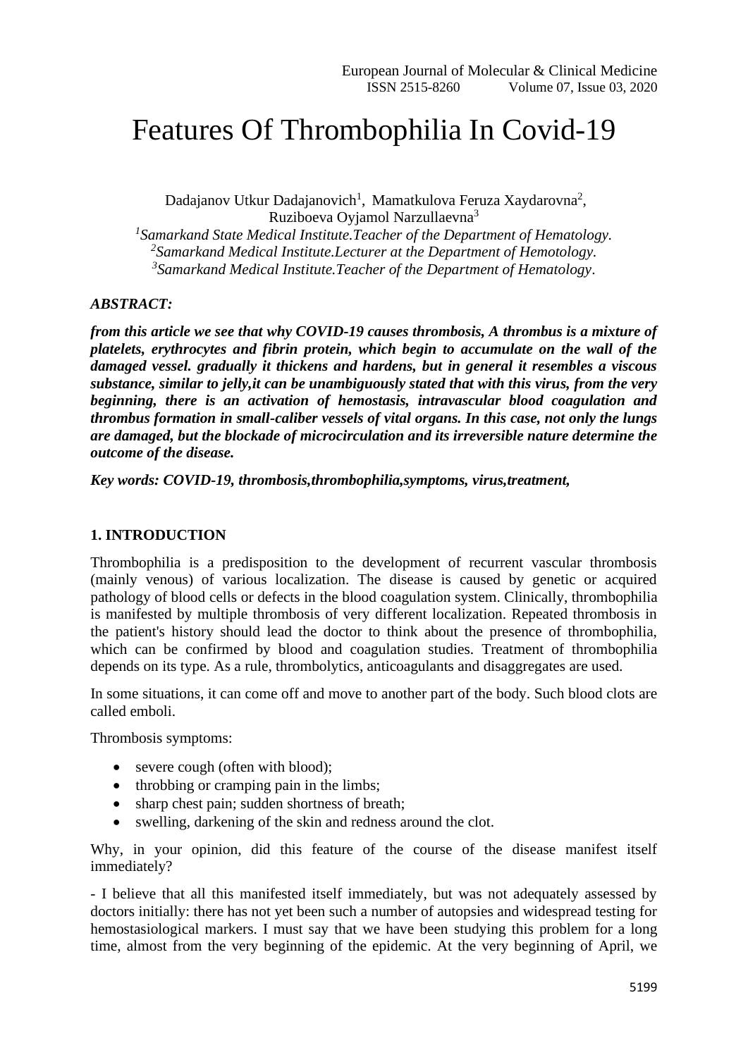# Features Of Thrombophilia In Covid-19

Dadajanov Utkur Dadajanovich[1], Mamatkulova Feruza Xaydarovna[2], Ruziboeva Oyjamol Narzullaevna[3]

[1]*Samarkand State Medical Institute.Teacher of the Department of Hematology.*
[2]*Samarkand Medical Institute.Lecturer at the Department of Hemotology.*
[3]*Samarkand Medical Institute.Teacher of the Department of Hematology.*

***ABSTRACT:***

***from this article we see that why COVID-19 causes thrombosis, A thrombus is a mixture of platelets, erythrocytes and fibrin protein, which begin to accumulate on the wall of the damaged vessel. gradually it thickens and hardens, but in general it resembles a viscous substance, similar to jelly,it can be unambiguously stated that with this virus, from the very beginning, there is an activation of hemostasis, intravascular blood coagulation and thrombus formation in small-caliber vessels of vital organs. In this case, not only the lungs are damaged, but the blockade of microcirculation and its irreversible nature determine the outcome of the disease.***

***Key words: COVID-19, thrombosis,thrombophilia,symptoms, virus,treatment,***

## 1. INTRODUCTION

Thrombophilia is a predisposition to the development of recurrent vascular thrombosis (mainly venous) of various localization. The disease is caused by genetic or acquired pathology of blood cells or defects in the blood coagulation system. Clinically, thrombophilia is manifested by multiple thrombosis of very different localization. Repeated thrombosis in the patient's history should lead the doctor to think about the presence of thrombophilia, which can be confirmed by blood and coagulation studies. Treatment of thrombophilia depends on its type. As a rule, thrombolytics, anticoagulants and disaggregates are used.

In some situations, it can come off and move to another part of the body. Such blood clots are called emboli.

Thrombosis symptoms:

- severe cough (often with blood);
- throbbing or cramping pain in the limbs;
- sharp chest pain; sudden shortness of breath;
- swelling, darkening of the skin and redness around the clot.

Why, in your opinion, did this feature of the course of the disease manifest itself immediately?

- I believe that all this manifested itself immediately, but was not adequately assessed by doctors initially: there has not yet been such a number of autopsies and widespread testing for hemostasiological markers. I must say that we have been studying this problem for a long time, almost from the very beginning of the epidemic. At the very beginning of April, we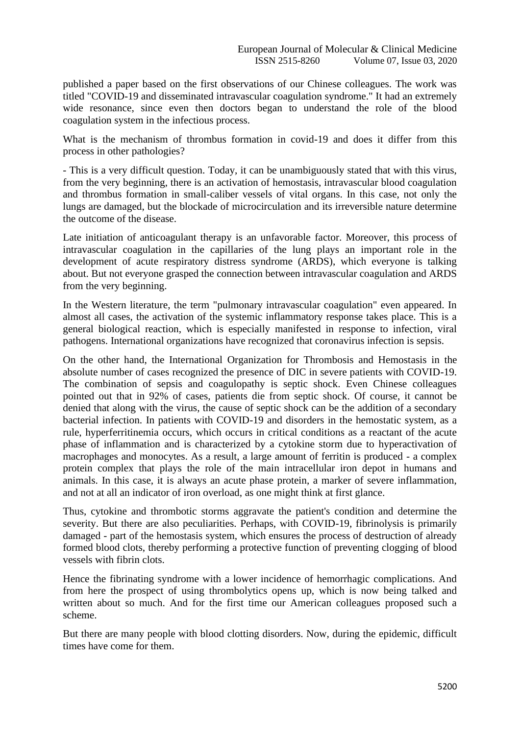published a paper based on the first observations of our Chinese colleagues. The work was titled "COVID-19 and disseminated intravascular coagulation syndrome." It had an extremely wide resonance, since even then doctors began to understand the role of the blood coagulation system in the infectious process.

What is the mechanism of thrombus formation in covid-19 and does it differ from this process in other pathologies?

- This is a very difficult question. Today, it can be unambiguously stated that with this virus, from the very beginning, there is an activation of hemostasis, intravascular blood coagulation and thrombus formation in small-caliber vessels of vital organs. In this case, not only the lungs are damaged, but the blockade of microcirculation and its irreversible nature determine the outcome of the disease.

Late initiation of anticoagulant therapy is an unfavorable factor. Moreover, this process of intravascular coagulation in the capillaries of the lung plays an important role in the development of acute respiratory distress syndrome (ARDS), which everyone is talking about. But not everyone grasped the connection between intravascular coagulation and ARDS from the very beginning.

In the Western literature, the term "pulmonary intravascular coagulation" even appeared. In almost all cases, the activation of the systemic inflammatory response takes place. This is a general biological reaction, which is especially manifested in response to infection, viral pathogens. International organizations have recognized that coronavirus infection is sepsis.

On the other hand, the International Organization for Thrombosis and Hemostasis in the absolute number of cases recognized the presence of DIC in severe patients with COVID-19. The combination of sepsis and coagulopathy is septic shock. Even Chinese colleagues pointed out that in 92% of cases, patients die from septic shock. Of course, it cannot be denied that along with the virus, the cause of septic shock can be the addition of a secondary bacterial infection. In patients with COVID-19 and disorders in the hemostatic system, as a rule, hyperferritinemia occurs, which occurs in critical conditions as a reactant of the acute phase of inflammation and is characterized by a cytokine storm due to hyperactivation of macrophages and monocytes. As a result, a large amount of ferritin is produced - a complex protein complex that plays the role of the main intracellular iron depot in humans and animals. In this case, it is always an acute phase protein, a marker of severe inflammation, and not at all an indicator of iron overload, as one might think at first glance.

Thus, cytokine and thrombotic storms aggravate the patient's condition and determine the severity. But there are also peculiarities. Perhaps, with COVID-19, fibrinolysis is primarily damaged - part of the hemostasis system, which ensures the process of destruction of already formed blood clots, thereby performing a protective function of preventing clogging of blood vessels with fibrin clots.

Hence the fibrinating syndrome with a lower incidence of hemorrhagic complications. And from here the prospect of using thrombolytics opens up, which is now being talked and written about so much. And for the first time our American colleagues proposed such a scheme.

But there are many people with blood clotting disorders. Now, during the epidemic, difficult times have come for them.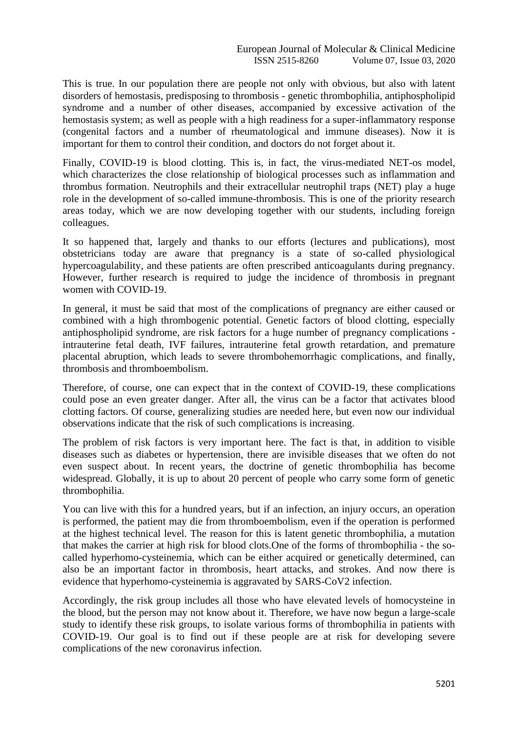This is true. In our population there are people not only with obvious, but also with latent disorders of hemostasis, predisposing to thrombosis - genetic thrombophilia, antiphospholipid syndrome and a number of other diseases, accompanied by excessive activation of the hemostasis system; as well as people with a high readiness for a super-inflammatory response (congenital factors and a number of rheumatological and immune diseases). Now it is important for them to control their condition, and doctors do not forget about it.

Finally, COVID-19 is blood clotting. This is, in fact, the virus-mediated NET-os model, which characterizes the close relationship of biological processes such as inflammation and thrombus formation. Neutrophils and their extracellular neutrophil traps (NET) play a huge role in the development of so-called immune-thrombosis. This is one of the priority research areas today, which we are now developing together with our students, including foreign colleagues.

It so happened that, largely and thanks to our efforts (lectures and publications), most obstetricians today are aware that pregnancy is a state of so-called physiological hypercoagulability, and these patients are often prescribed anticoagulants during pregnancy. However, further research is required to judge the incidence of thrombosis in pregnant women with COVID-19.

In general, it must be said that most of the complications of pregnancy are either caused or combined with a high thrombogenic potential. Genetic factors of blood clotting, especially antiphospholipid syndrome, are risk factors for a huge number of pregnancy complications - intrauterine fetal death, IVF failures, intrauterine fetal growth retardation, and premature placental abruption, which leads to severe thrombohemorrhagic complications, and finally, thrombosis and thromboembolism.

Therefore, of course, one can expect that in the context of COVID-19, these complications could pose an even greater danger. After all, the virus can be a factor that activates blood clotting factors. Of course, generalizing studies are needed here, but even now our individual observations indicate that the risk of such complications is increasing.

The problem of risk factors is very important here. The fact is that, in addition to visible diseases such as diabetes or hypertension, there are invisible diseases that we often do not even suspect about. In recent years, the doctrine of genetic thrombophilia has become widespread. Globally, it is up to about 20 percent of people who carry some form of genetic thrombophilia.

You can live with this for a hundred years, but if an infection, an injury occurs, an operation is performed, the patient may die from thromboembolism, even if the operation is performed at the highest technical level. The reason for this is latent genetic thrombophilia, a mutation that makes the carrier at high risk for blood clots.One of the forms of thrombophilia - the so-called hyperhomo-cysteinemia, which can be either acquired or genetically determined, can also be an important factor in thrombosis, heart attacks, and strokes. And now there is evidence that hyperhomo-cysteinemia is aggravated by SARS-CoV2 infection.

Accordingly, the risk group includes all those who have elevated levels of homocysteine in the blood, but the person may not know about it. Therefore, we have now begun a large-scale study to identify these risk groups, to isolate various forms of thrombophilia in patients with COVID-19. Our goal is to find out if these people are at risk for developing severe complications of the new coronavirus infection.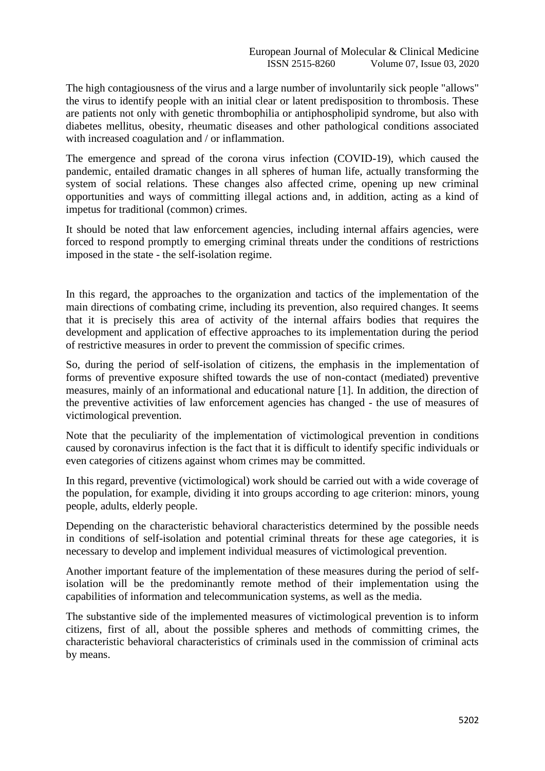The high contagiousness of the virus and a large number of involuntarily sick people "allows" the virus to identify people with an initial clear or latent predisposition to thrombosis. These are patients not only with genetic thrombophilia or antiphospholipid syndrome, but also with diabetes mellitus, obesity, rheumatic diseases and other pathological conditions associated with increased coagulation and / or inflammation.

The emergence and spread of the corona virus infection (COVID-19), which caused the pandemic, entailed dramatic changes in all spheres of human life, actually transforming the system of social relations. These changes also affected crime, opening up new criminal opportunities and ways of committing illegal actions and, in addition, acting as a kind of impetus for traditional (common) crimes.

It should be noted that law enforcement agencies, including internal affairs agencies, were forced to respond promptly to emerging criminal threats under the conditions of restrictions imposed in the state - the self-isolation regime.

In this regard, the approaches to the organization and tactics of the implementation of the main directions of combating crime, including its prevention, also required changes. It seems that it is precisely this area of activity of the internal affairs bodies that requires the development and application of effective approaches to its implementation during the period of restrictive measures in order to prevent the commission of specific crimes.

So, during the period of self-isolation of citizens, the emphasis in the implementation of forms of preventive exposure shifted towards the use of non-contact (mediated) preventive measures, mainly of an informational and educational nature [1]. In addition, the direction of the preventive activities of law enforcement agencies has changed - the use of measures of victimological prevention.

Note that the peculiarity of the implementation of victimological prevention in conditions caused by coronavirus infection is the fact that it is difficult to identify specific individuals or even categories of citizens against whom crimes may be committed.

In this regard, preventive (victimological) work should be carried out with a wide coverage of the population, for example, dividing it into groups according to age criterion: minors, young people, adults, elderly people.

Depending on the characteristic behavioral characteristics determined by the possible needs in conditions of self-isolation and potential criminal threats for these age categories, it is necessary to develop and implement individual measures of victimological prevention.

Another important feature of the implementation of these measures during the period of self-isolation will be the predominantly remote method of their implementation using the capabilities of information and telecommunication systems, as well as the media.

The substantive side of the implemented measures of victimological prevention is to inform citizens, first of all, about the possible spheres and methods of committing crimes, the characteristic behavioral characteristics of criminals used in the commission of criminal acts by means.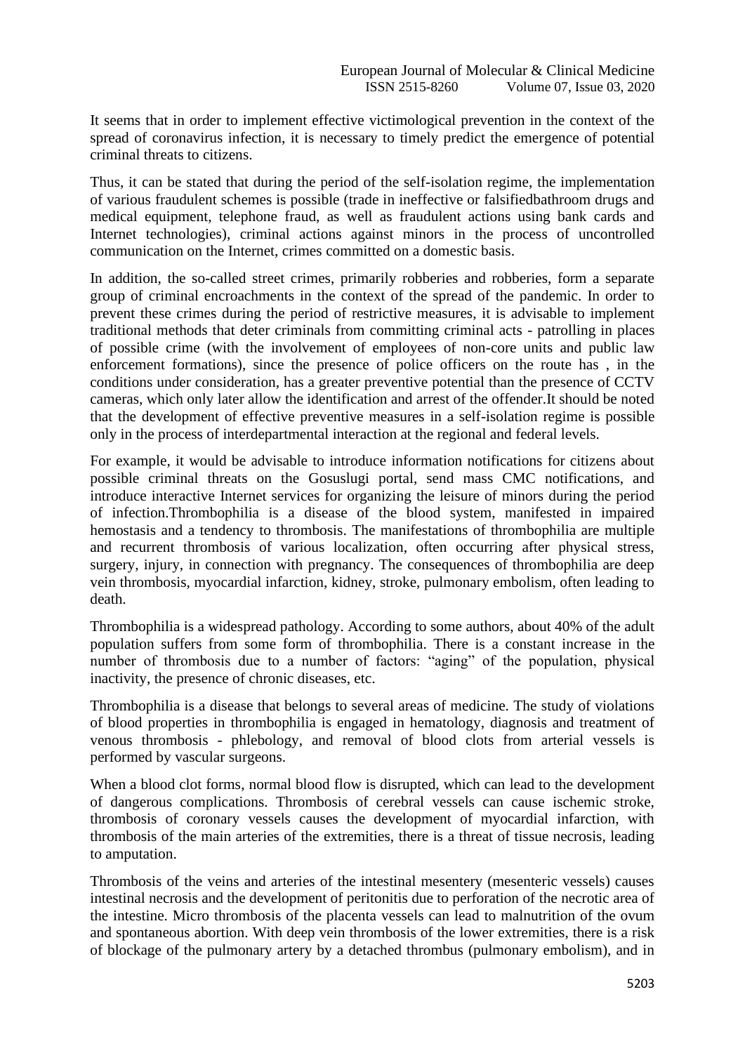It seems that in order to implement effective victimological prevention in the context of the spread of coronavirus infection, it is necessary to timely predict the emergence of potential criminal threats to citizens.

Thus, it can be stated that during the period of the self-isolation regime, the implementation of various fraudulent schemes is possible (trade in ineffective or falsifiedbathroom drugs and medical equipment, telephone fraud, as well as fraudulent actions using bank cards and Internet technologies), criminal actions against minors in the process of uncontrolled communication on the Internet, crimes committed on a domestic basis.

In addition, the so-called street crimes, primarily robberies and robberies, form a separate group of criminal encroachments in the context of the spread of the pandemic. In order to prevent these crimes during the period of restrictive measures, it is advisable to implement traditional methods that deter criminals from committing criminal acts - patrolling in places of possible crime (with the involvement of employees of non-core units and public law enforcement formations), since the presence of police officers on the route has , in the conditions under consideration, has a greater preventive potential than the presence of CCTV cameras, which only later allow the identification and arrest of the offender.It should be noted that the development of effective preventive measures in a self-isolation regime is possible only in the process of interdepartmental interaction at the regional and federal levels.

For example, it would be advisable to introduce information notifications for citizens about possible criminal threats on the Gosuslugi portal, send mass CMC notifications, and introduce interactive Internet services for organizing the leisure of minors during the period of infection.Thrombophilia is a disease of the blood system, manifested in impaired hemostasis and a tendency to thrombosis. The manifestations of thrombophilia are multiple and recurrent thrombosis of various localization, often occurring after physical stress, surgery, injury, in connection with pregnancy. The consequences of thrombophilia are deep vein thrombosis, myocardial infarction, kidney, stroke, pulmonary embolism, often leading to death.

Thrombophilia is a widespread pathology. According to some authors, about 40% of the adult population suffers from some form of thrombophilia. There is a constant increase in the number of thrombosis due to a number of factors: "aging" of the population, physical inactivity, the presence of chronic diseases, etc.

Thrombophilia is a disease that belongs to several areas of medicine. The study of violations of blood properties in thrombophilia is engaged in hematology, diagnosis and treatment of venous thrombosis - phlebology, and removal of blood clots from arterial vessels is performed by vascular surgeons.

When a blood clot forms, normal blood flow is disrupted, which can lead to the development of dangerous complications. Thrombosis of cerebral vessels can cause ischemic stroke, thrombosis of coronary vessels causes the development of myocardial infarction, with thrombosis of the main arteries of the extremities, there is a threat of tissue necrosis, leading to amputation.

Thrombosis of the veins and arteries of the intestinal mesentery (mesenteric vessels) causes intestinal necrosis and the development of peritonitis due to perforation of the necrotic area of the intestine. Micro thrombosis of the placenta vessels can lead to malnutrition of the ovum and spontaneous abortion. With deep vein thrombosis of the lower extremities, there is a risk of blockage of the pulmonary artery by a detached thrombus (pulmonary embolism), and in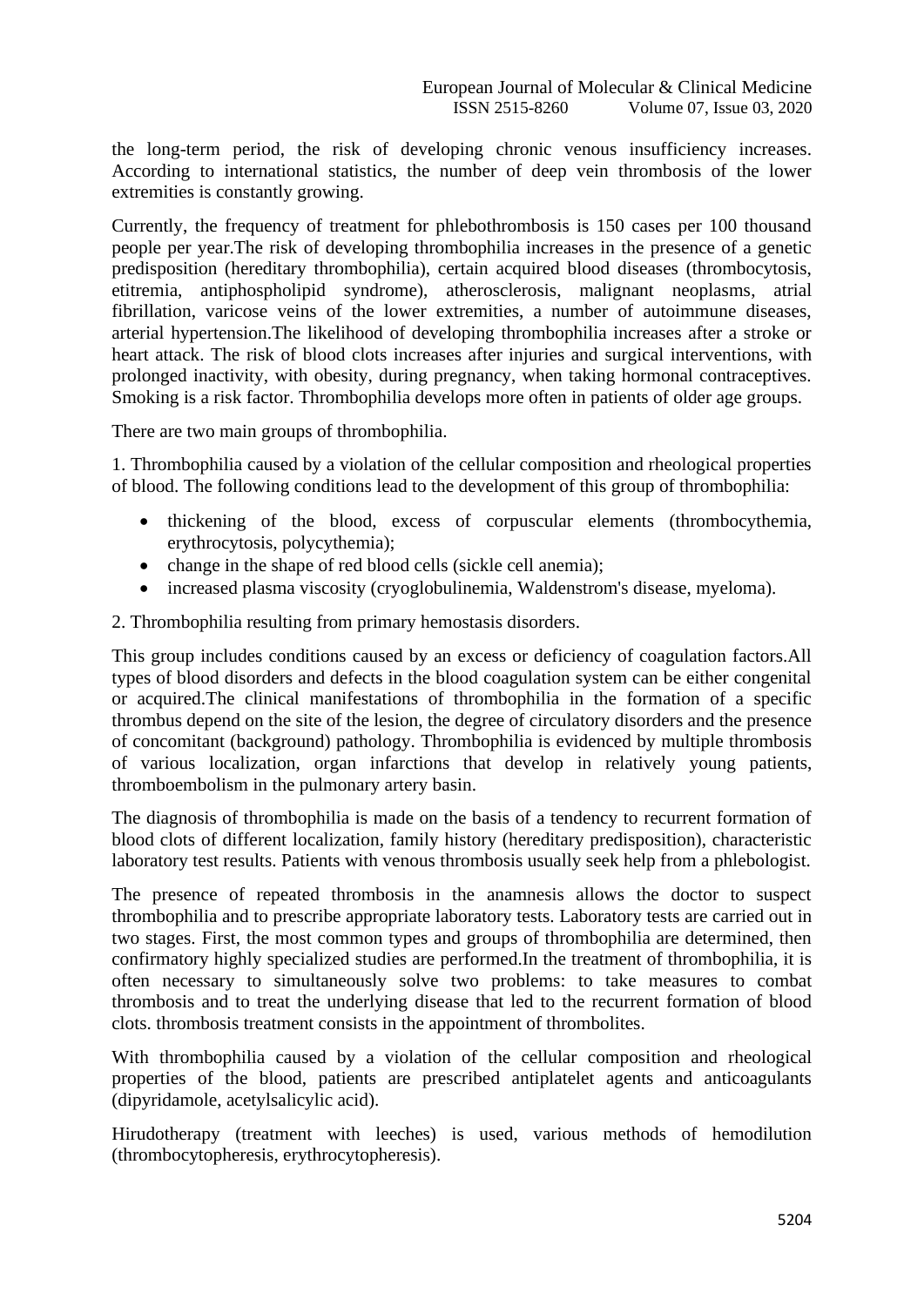the long-term period, the risk of developing chronic venous insufficiency increases. According to international statistics, the number of deep vein thrombosis of the lower extremities is constantly growing.

Currently, the frequency of treatment for phlebothrombosis is 150 cases per 100 thousand people per year.The risk of developing thrombophilia increases in the presence of a genetic predisposition (hereditary thrombophilia), certain acquired blood diseases (thrombocytosis, etitremia, antiphospholipid syndrome), atherosclerosis, malignant neoplasms, atrial fibrillation, varicose veins of the lower extremities, a number of autoimmune diseases, arterial hypertension.The likelihood of developing thrombophilia increases after a stroke or heart attack. The risk of blood clots increases after injuries and surgical interventions, with prolonged inactivity, with obesity, during pregnancy, when taking hormonal contraceptives. Smoking is a risk factor. Thrombophilia develops more often in patients of older age groups.

There are two main groups of thrombophilia.

1. Thrombophilia caused by a violation of the cellular composition and rheological properties of blood. The following conditions lead to the development of this group of thrombophilia:

- thickening of the blood, excess of corpuscular elements (thrombocythemia, erythrocytosis, polycythemia);
- change in the shape of red blood cells (sickle cell anemia);
- increased plasma viscosity (cryoglobulinemia, Waldenstrom's disease, myeloma).

2. Thrombophilia resulting from primary hemostasis disorders.

This group includes conditions caused by an excess or deficiency of coagulation factors.All types of blood disorders and defects in the blood coagulation system can be either congenital or acquired.The clinical manifestations of thrombophilia in the formation of a specific thrombus depend on the site of the lesion, the degree of circulatory disorders and the presence of concomitant (background) pathology. Thrombophilia is evidenced by multiple thrombosis of various localization, organ infarctions that develop in relatively young patients, thromboembolism in the pulmonary artery basin.

The diagnosis of thrombophilia is made on the basis of a tendency to recurrent formation of blood clots of different localization, family history (hereditary predisposition), characteristic laboratory test results. Patients with venous thrombosis usually seek help from a phlebologist.

The presence of repeated thrombosis in the anamnesis allows the doctor to suspect thrombophilia and to prescribe appropriate laboratory tests. Laboratory tests are carried out in two stages. First, the most common types and groups of thrombophilia are determined, then confirmatory highly specialized studies are performed.In the treatment of thrombophilia, it is often necessary to simultaneously solve two problems: to take measures to combat thrombosis and to treat the underlying disease that led to the recurrent formation of blood clots. thrombosis treatment consists in the appointment of thrombolites.

With thrombophilia caused by a violation of the cellular composition and rheological properties of the blood, patients are prescribed antiplatelet agents and anticoagulants (dipyridamole, acetylsalicylic acid).

Hirudotherapy (treatment with leeches) is used, various methods of hemodilution (thrombocytopheresis, erythrocytopheresis).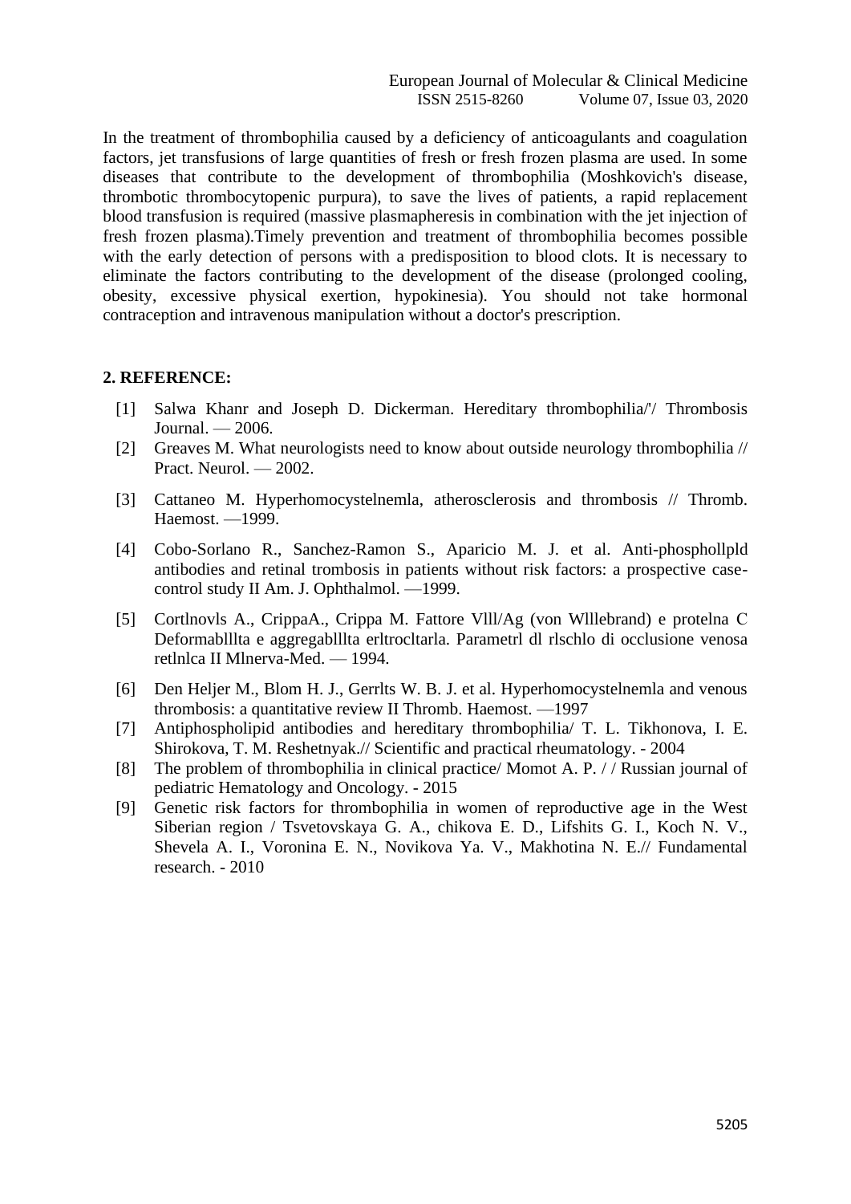In the treatment of thrombophilia caused by a deficiency of anticoagulants and coagulation factors, jet transfusions of large quantities of fresh or fresh frozen plasma are used. In some diseases that contribute to the development of thrombophilia (Moshkovich's disease, thrombotic thrombocytopenic purpura), to save the lives of patients, a rapid replacement blood transfusion is required (massive plasmapheresis in combination with the jet injection of fresh frozen plasma).Timely prevention and treatment of thrombophilia becomes possible with the early detection of persons with a predisposition to blood clots. It is necessary to eliminate the factors contributing to the development of the disease (prolonged cooling, obesity, excessive physical exertion, hypokinesia). You should not take hormonal contraception and intravenous manipulation without a doctor's prescription.

## 2. REFERENCE:

[1] Salwa Khanr and Joseph D. Dickerman. Hereditary thrombophilia/'/ Thrombosis Journal. — 2006.

[2] Greaves M. What neurologists need to know about outside neurology thrombophilia // Pract. Neurol. — 2002.

[3] Cattaneo M. Hyperhomocystelnemla, atherosclerosis and thrombosis // Thromb. Haemost. —1999.

[4] Cobo-Sorlano R., Sanchez-Ramon S., Aparicio M. J. et al. Anti-phosphollpld antibodies and retinal trombosis in patients without risk factors: a prospective case-control study II Am. J. Ophthalmol. —1999.

[5] Cortlnovls A., CrippaA., Crippa M. Fattore Vlll/Ag (von Wlllebrand) e protelna C Deformablllta e aggregablllta erltrocltarla. Parametrl dl rlschlo di occlusione venosa retlnlca II Mlnerva-Med. — 1994.

[6] Den Heljer M., Blom H. J., Gerrlts W. B. J. et al. Hyperhomocystelnemla and venous thrombosis: a quantitative review II Thromb. Haemost. —1997

[7] Antiphospholipid antibodies and hereditary thrombophilia/ T. L. Tikhonova, I. E. Shirokova, T. M. Reshetnyak.// Scientific and practical rheumatology. - 2004

[8] The problem of thrombophilia in clinical practice/ Momot A. P. / / Russian journal of pediatric Hematology and Oncology. - 2015

[9] Genetic risk factors for thrombophilia in women of reproductive age in the West Siberian region / Tsvetovskaya G. A., chikova E. D., Lifshits G. I., Koch N. V., Shevela A. I., Voronina E. N., Novikova Ya. V., Makhotina N. E.// Fundamental research. - 2010